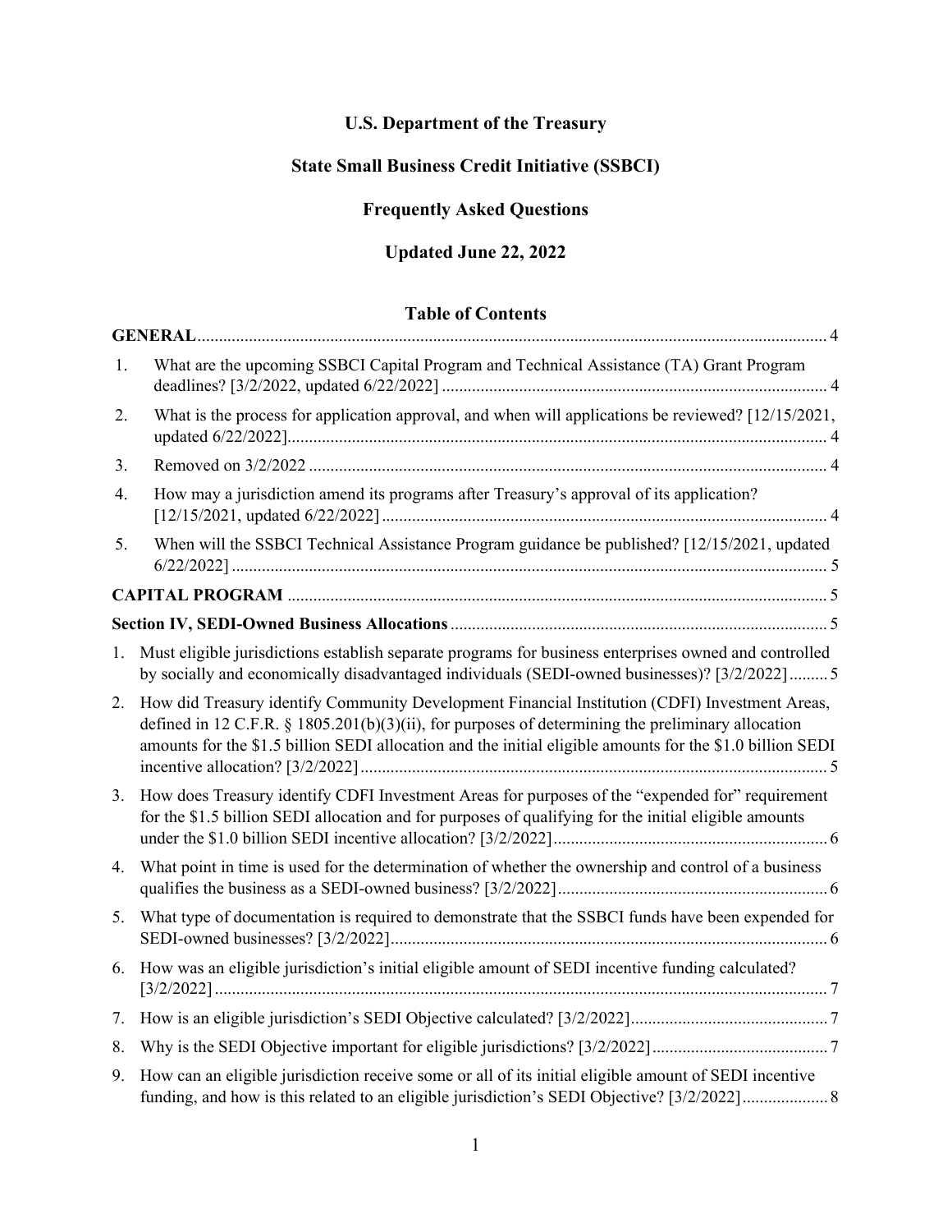# U.S. Department of the Treasury

# State Small Business Credit Initiative (SSBCI)

# Frequently Asked Questions

# Updated June 22, 2022

## Table of Contents

**GENERAL** ..... 4

1. What are the upcoming SSBCI Capital Program and Technical Assistance (TA) Grant Program deadlines? [3/2/2022, updated 6/22/2022] ..... 4
2. What is the process for application approval, and when will applications be reviewed? [12/15/2021, updated 6/22/2022] ..... 4
3. Removed on 3/2/2022 ..... 4
4. How may a jurisdiction amend its programs after Treasury's approval of its application? [12/15/2021, updated 6/22/2022] ..... 4
5. When will the SSBCI Technical Assistance Program guidance be published? [12/15/2021, updated 6/22/2022] ..... 5

**CAPITAL PROGRAM** ..... 5

**Section IV, SEDI-Owned Business Allocations** ..... 5

1. Must eligible jurisdictions establish separate programs for business enterprises owned and controlled by socially and economically disadvantaged individuals (SEDI-owned businesses)? [3/2/2022] ..... 5
2. How did Treasury identify Community Development Financial Institution (CDFI) Investment Areas, defined in 12 C.F.R. § 1805.201(b)(3)(ii), for purposes of determining the preliminary allocation amounts for the $1.5 billion SEDI allocation and the initial eligible amounts for the $1.0 billion SEDI incentive allocation? [3/2/2022] ..... 5
3. How does Treasury identify CDFI Investment Areas for purposes of the "expended for" requirement for the $1.5 billion SEDI allocation and for purposes of qualifying for the initial eligible amounts under the $1.0 billion SEDI incentive allocation? [3/2/2022] ..... 6
4. What point in time is used for the determination of whether the ownership and control of a business qualifies the business as a SEDI-owned business? [3/2/2022] ..... 6
5. What type of documentation is required to demonstrate that the SSBCI funds have been expended for SEDI-owned businesses? [3/2/2022] ..... 6
6. How was an eligible jurisdiction's initial eligible amount of SEDI incentive funding calculated? [3/2/2022] ..... 7
7. How is an eligible jurisdiction's SEDI Objective calculated? [3/2/2022] ..... 7
8. Why is the SEDI Objective important for eligible jurisdictions? [3/2/2022] ..... 7
9. How can an eligible jurisdiction receive some or all of its initial eligible amount of SEDI incentive funding, and how is this related to an eligible jurisdiction's SEDI Objective? [3/2/2022] ..... 8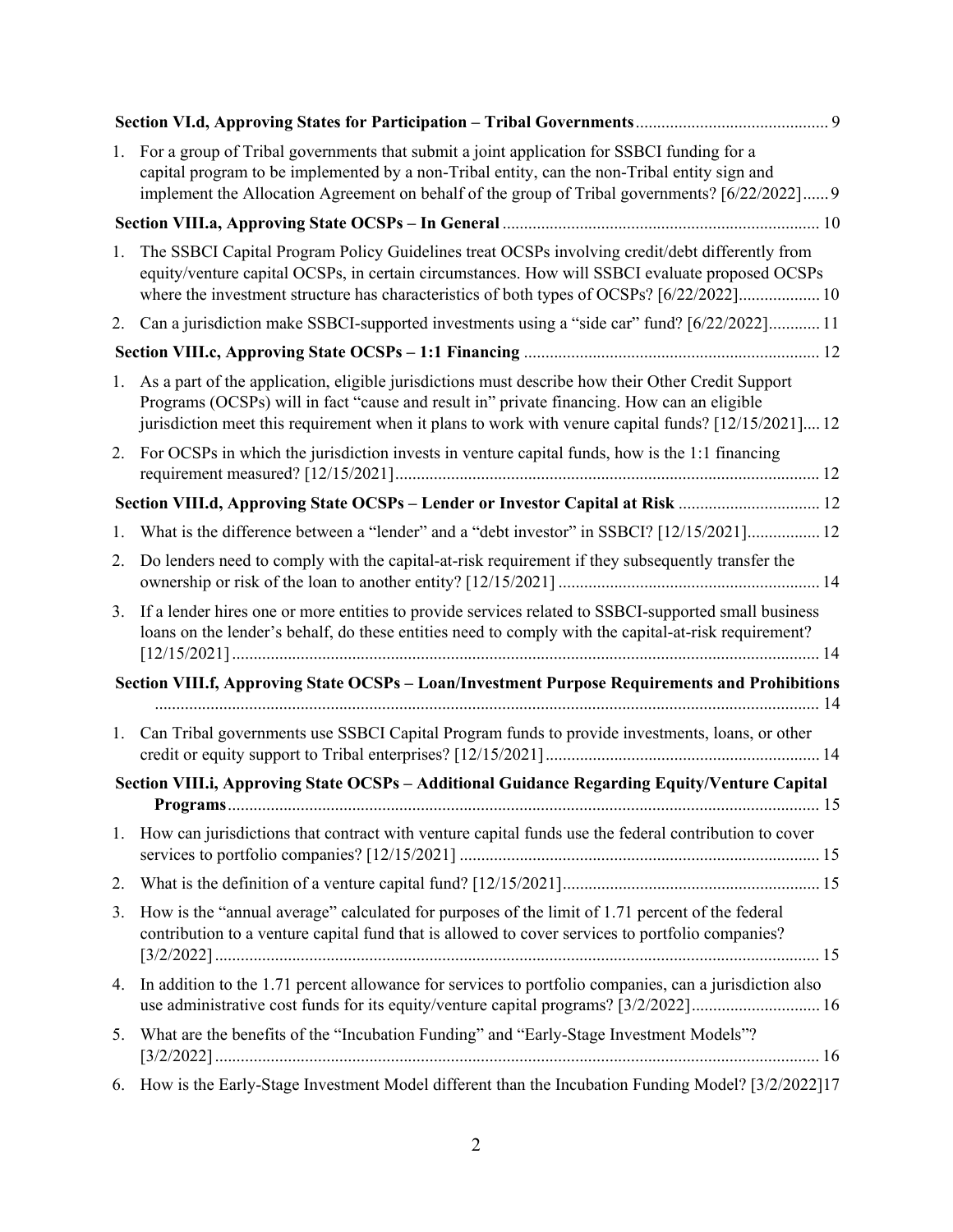**Section VI.d, Approving States for Participation – Tribal Governments** ............................................ 9

1. For a group of Tribal governments that submit a joint application for SSBCI funding for a capital program to be implemented by a non-Tribal entity, can the non-Tribal entity sign and implement the Allocation Agreement on behalf of the group of Tribal governments? [6/22/2022]...... 9

**Section VIII.a, Approving State OCSPs – In General** ......................................................................... 10

1. The SSBCI Capital Program Policy Guidelines treat OCSPs involving credit/debt differently from equity/venture capital OCSPs, in certain circumstances. How will SSBCI evaluate proposed OCSPs where the investment structure has characteristics of both types of OCSPs? [6/22/2022].................. 10
2. Can a jurisdiction make SSBCI-supported investments using a "side car" fund? [6/22/2022]............ 11

**Section VIII.c, Approving State OCSPs – 1:1 Financing** .................................................................... 12

1. As a part of the application, eligible jurisdictions must describe how their Other Credit Support Programs (OCSPs) will in fact "cause and result in" private financing. How can an eligible jurisdiction meet this requirement when it plans to work with venure capital funds? [12/15/2021].... 12
2. For OCSPs in which the jurisdiction invests in venture capital funds, how is the 1:1 financing requirement measured? [12/15/2021].................................................................................................. 12

**Section VIII.d, Approving State OCSPs – Lender or Investor Capital at Risk** ................................. 12

1. What is the difference between a "lender" and a "debt investor" in SSBCI? [12/15/2021]................. 12
2. Do lenders need to comply with the capital-at-risk requirement if they subsequently transfer the ownership or risk of the loan to another entity? [12/15/2021] ............................................................ 14
3. If a lender hires one or more entities to provide services related to SSBCI-supported small business loans on the lender's behalf, do these entities need to comply with the capital-at-risk requirement? [12/15/2021] ....................................................................................................................................... 14

**Section VIII.f, Approving State OCSPs – Loan/Investment Purpose Requirements and Prohibitions** ......................................................................................................................................................... 14

1. Can Tribal governments use SSBCI Capital Program funds to provide investments, loans, or other credit or equity support to Tribal enterprises? [12/15/2021] ............................................................... 14

**Section VIII.i, Approving State OCSPs – Additional Guidance Regarding Equity/Venture Capital Programs** ........................................................................................................................................ 15

1. How can jurisdictions that contract with venture capital funds use the federal contribution to cover services to portfolio companies? [12/15/2021] ................................................................................... 15
2. What is the definition of a venture capital fund? [12/15/2021]........................................................... 15
3. How is the "annual average" calculated for purposes of the limit of 1.71 percent of the federal contribution to a venture capital fund that is allowed to cover services to portfolio companies? [3/2/2022] ........................................................................................................................................... 15
4. In addition to the 1.71 percent allowance for services to portfolio companies, can a jurisdiction also use administrative cost funds for its equity/venture capital programs? [3/2/2022]............................. 16
5. What are the benefits of the "Incubation Funding" and "Early-Stage Investment Models"? [3/2/2022] ........................................................................................................................................... 16
6. How is the Early-Stage Investment Model different than the Incubation Funding Model? [3/2/2022]17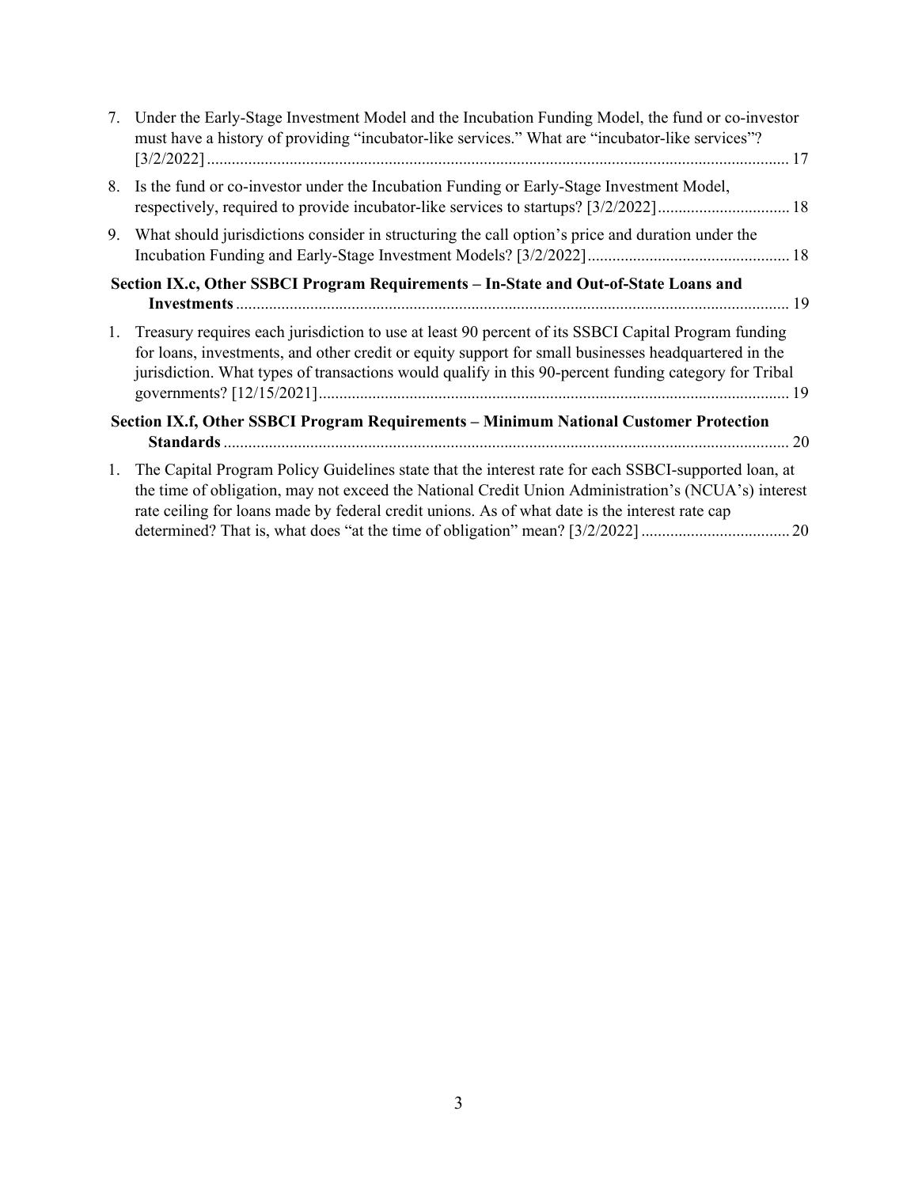7. Under the Early-Stage Investment Model and the Incubation Funding Model, the fund or co-investor must have a history of providing "incubator-like services." What are "incubator-like services"? [3/2/2022] ........................................................................................................................................... 17
8. Is the fund or co-investor under the Incubation Funding or Early-Stage Investment Model, respectively, required to provide incubator-like services to startups? [3/2/2022] ................................ 18
9. What should jurisdictions consider in structuring the call option's price and duration under the Incubation Funding and Early-Stage Investment Models? [3/2/2022] ................................................ 18

**Section IX.c, Other SSBCI Program Requirements – In-State and Out-of-State Loans and Investments** ..................................................................................................................................... 19

1. Treasury requires each jurisdiction to use at least 90 percent of its SSBCI Capital Program funding for loans, investments, and other credit or equity support for small businesses headquartered in the jurisdiction. What types of transactions would qualify in this 90-percent funding category for Tribal governments? [12/15/2021] ................................................................................................................ 19

**Section IX.f, Other SSBCI Program Requirements – Minimum National Customer Protection Standards** ....................................................................................................................................... 20

1. The Capital Program Policy Guidelines state that the interest rate for each SSBCI-supported loan, at the time of obligation, may not exceed the National Credit Union Administration's (NCUA's) interest rate ceiling for loans made by federal credit unions. As of what date is the interest rate cap determined? That is, what does "at the time of obligation" mean? [3/2/2022] .................................... 20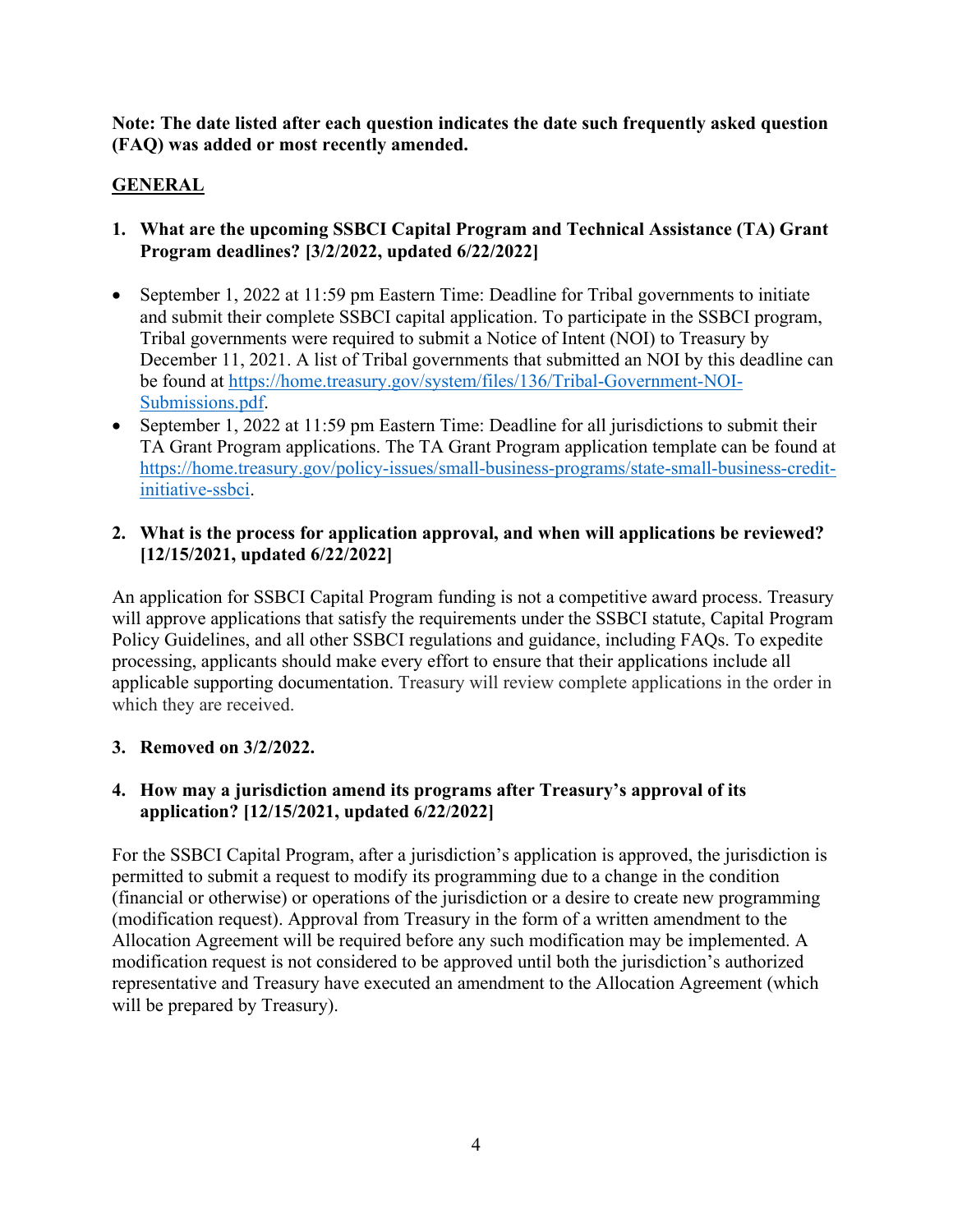**Note: The date listed after each question indicates the date such frequently asked question (FAQ) was added or most recently amended.**

## GENERAL

**1. What are the upcoming SSBCI Capital Program and Technical Assistance (TA) Grant Program deadlines? [3/2/2022, updated 6/22/2022]**

- September 1, 2022 at 11:59 pm Eastern Time: Deadline for Tribal governments to initiate and submit their complete SSBCI capital application. To participate in the SSBCI program, Tribal governments were required to submit a Notice of Intent (NOI) to Treasury by December 11, 2021. A list of Tribal governments that submitted an NOI by this deadline can be found at [https://home.treasury.gov/system/files/136/Tribal-Government-NOI-Submissions.pdf](https://home.treasury.gov/system/files/136/Tribal-Government-NOI-Submissions.pdf).
- September 1, 2022 at 11:59 pm Eastern Time: Deadline for all jurisdictions to submit their TA Grant Program applications. The TA Grant Program application template can be found at [https://home.treasury.gov/policy-issues/small-business-programs/state-small-business-credit-initiative-ssbci](https://home.treasury.gov/policy-issues/small-business-programs/state-small-business-credit-initiative-ssbci).

**2. What is the process for application approval, and when will applications be reviewed? [12/15/2021, updated 6/22/2022]**

An application for SSBCI Capital Program funding is not a competitive award process. Treasury will approve applications that satisfy the requirements under the SSBCI statute, Capital Program Policy Guidelines, and all other SSBCI regulations and guidance, including FAQs. To expedite processing, applicants should make every effort to ensure that their applications include all applicable supporting documentation. Treasury will review complete applications in the order in which they are received.

**3. Removed on 3/2/2022.**

**4. How may a jurisdiction amend its programs after Treasury's approval of its application? [12/15/2021, updated 6/22/2022]**

For the SSBCI Capital Program, after a jurisdiction's application is approved, the jurisdiction is permitted to submit a request to modify its programming due to a change in the condition (financial or otherwise) or operations of the jurisdiction or a desire to create new programming (modification request). Approval from Treasury in the form of a written amendment to the Allocation Agreement will be required before any such modification may be implemented. A modification request is not considered to be approved until both the jurisdiction's authorized representative and Treasury have executed an amendment to the Allocation Agreement (which will be prepared by Treasury).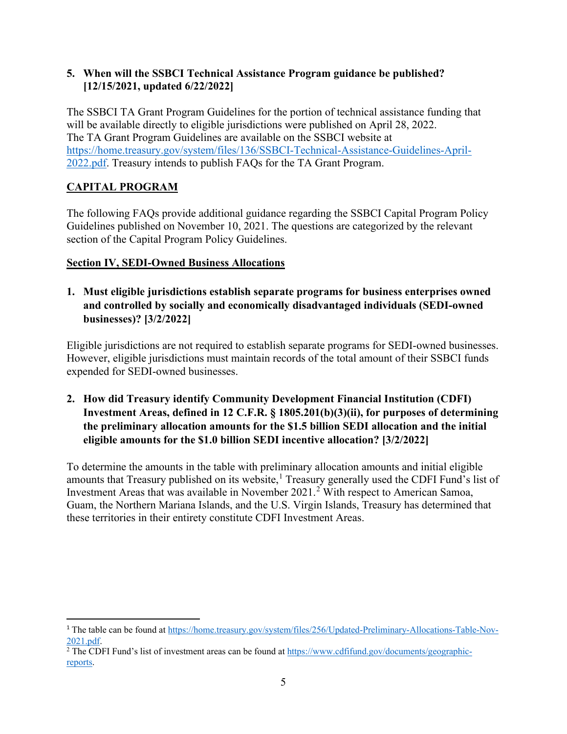**5. When will the SSBCI Technical Assistance Program guidance be published? [12/15/2021, updated 6/22/2022]**

The SSBCI TA Grant Program Guidelines for the portion of technical assistance funding that will be available directly to eligible jurisdictions were published on April 28, 2022. The TA Grant Program Guidelines are available on the SSBCI website at https://home.treasury.gov/system/files/136/SSBCI-Technical-Assistance-Guidelines-April-2022.pdf. Treasury intends to publish FAQs for the TA Grant Program.

## CAPITAL PROGRAM

The following FAQs provide additional guidance regarding the SSBCI Capital Program Policy Guidelines published on November 10, 2021. The questions are categorized by the relevant section of the Capital Program Policy Guidelines.

### Section IV, SEDI-Owned Business Allocations

**1. Must eligible jurisdictions establish separate programs for business enterprises owned and controlled by socially and economically disadvantaged individuals (SEDI-owned businesses)? [3/2/2022]**

Eligible jurisdictions are not required to establish separate programs for SEDI-owned businesses. However, eligible jurisdictions must maintain records of the total amount of their SSBCI funds expended for SEDI-owned businesses.

**2. How did Treasury identify Community Development Financial Institution (CDFI) Investment Areas, defined in 12 C.F.R. § 1805.201(b)(3)(ii), for purposes of determining the preliminary allocation amounts for the $1.5 billion SEDI allocation and the initial eligible amounts for the $1.0 billion SEDI incentive allocation? [3/2/2022]**

To determine the amounts in the table with preliminary allocation amounts and initial eligible amounts that Treasury published on its website,[1] Treasury generally used the CDFI Fund's list of Investment Areas that was available in November 2021.[2] With respect to American Samoa, Guam, the Northern Mariana Islands, and the U.S. Virgin Islands, Treasury has determined that these territories in their entirety constitute CDFI Investment Areas.

---

[1] The table can be found at https://home.treasury.gov/system/files/256/Updated-Preliminary-Allocations-Table-Nov-2021.pdf.

[2] The CDFI Fund's list of investment areas can be found at https://www.cdfifund.gov/documents/geographic-reports.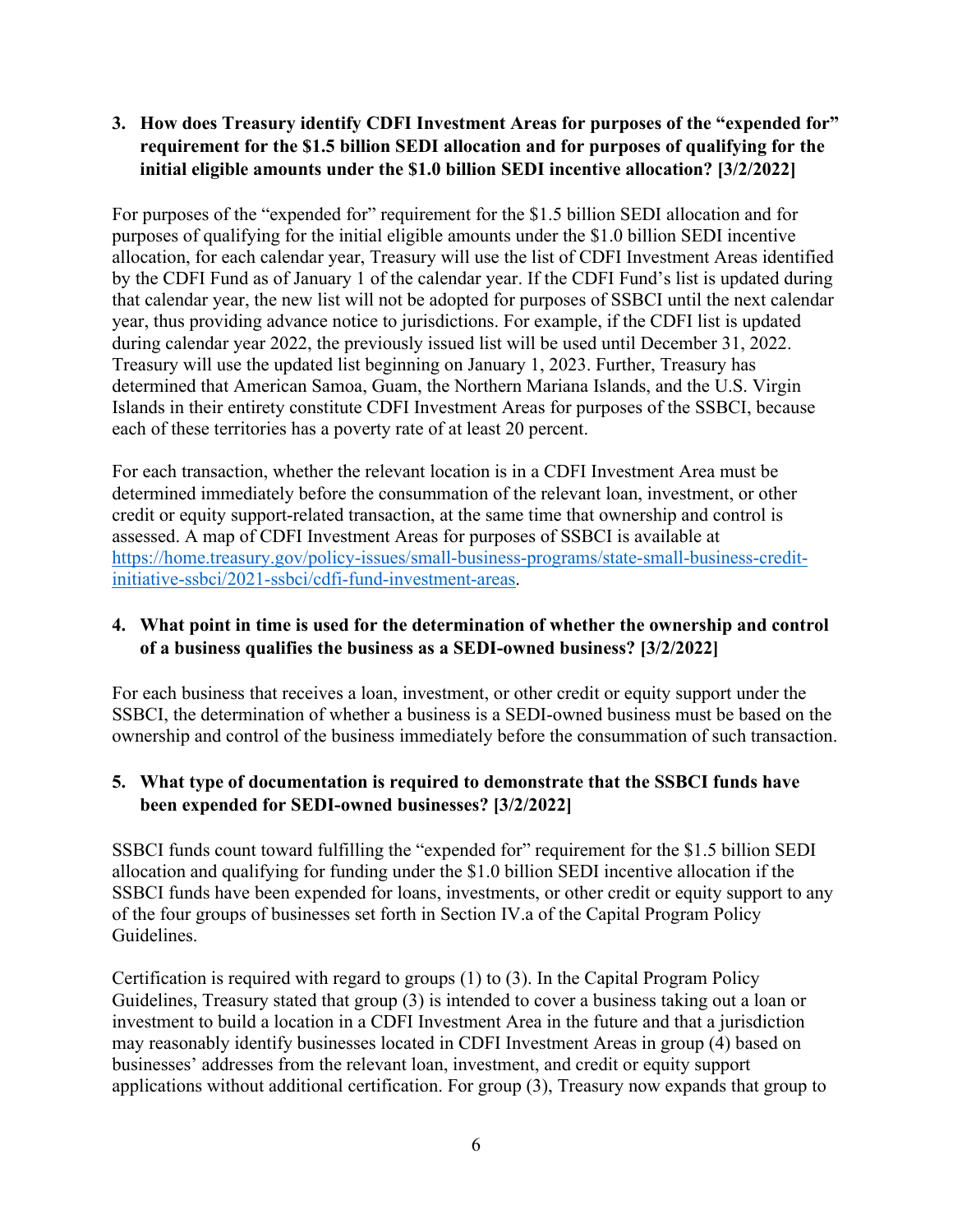**3. How does Treasury identify CDFI Investment Areas for purposes of the "expended for" requirement for the $1.5 billion SEDI allocation and for purposes of qualifying for the initial eligible amounts under the $1.0 billion SEDI incentive allocation? [3/2/2022]**

For purposes of the "expended for" requirement for the $1.5 billion SEDI allocation and for purposes of qualifying for the initial eligible amounts under the $1.0 billion SEDI incentive allocation, for each calendar year, Treasury will use the list of CDFI Investment Areas identified by the CDFI Fund as of January 1 of the calendar year. If the CDFI Fund's list is updated during that calendar year, the new list will not be adopted for purposes of SSBCI until the next calendar year, thus providing advance notice to jurisdictions. For example, if the CDFI list is updated during calendar year 2022, the previously issued list will be used until December 31, 2022. Treasury will use the updated list beginning on January 1, 2023. Further, Treasury has determined that American Samoa, Guam, the Northern Mariana Islands, and the U.S. Virgin Islands in their entirety constitute CDFI Investment Areas for purposes of the SSBCI, because each of these territories has a poverty rate of at least 20 percent.

For each transaction, whether the relevant location is in a CDFI Investment Area must be determined immediately before the consummation of the relevant loan, investment, or other credit or equity support-related transaction, at the same time that ownership and control is assessed. A map of CDFI Investment Areas for purposes of SSBCI is available at [https://home.treasury.gov/policy-issues/small-business-programs/state-small-business-credit-initiative-ssbci/2021-ssbci/cdfi-fund-investment-areas](https://home.treasury.gov/policy-issues/small-business-programs/state-small-business-credit-initiative-ssbci/2021-ssbci/cdfi-fund-investment-areas).

**4. What point in time is used for the determination of whether the ownership and control of a business qualifies the business as a SEDI-owned business? [3/2/2022]**

For each business that receives a loan, investment, or other credit or equity support under the SSBCI, the determination of whether a business is a SEDI-owned business must be based on the ownership and control of the business immediately before the consummation of such transaction.

**5. What type of documentation is required to demonstrate that the SSBCI funds have been expended for SEDI-owned businesses? [3/2/2022]**

SSBCI funds count toward fulfilling the "expended for" requirement for the $1.5 billion SEDI allocation and qualifying for funding under the $1.0 billion SEDI incentive allocation if the SSBCI funds have been expended for loans, investments, or other credit or equity support to any of the four groups of businesses set forth in Section IV.a of the Capital Program Policy Guidelines.

Certification is required with regard to groups (1) to (3). In the Capital Program Policy Guidelines, Treasury stated that group (3) is intended to cover a business taking out a loan or investment to build a location in a CDFI Investment Area in the future and that a jurisdiction may reasonably identify businesses located in CDFI Investment Areas in group (4) based on businesses' addresses from the relevant loan, investment, and credit or equity support applications without additional certification. For group (3), Treasury now expands that group to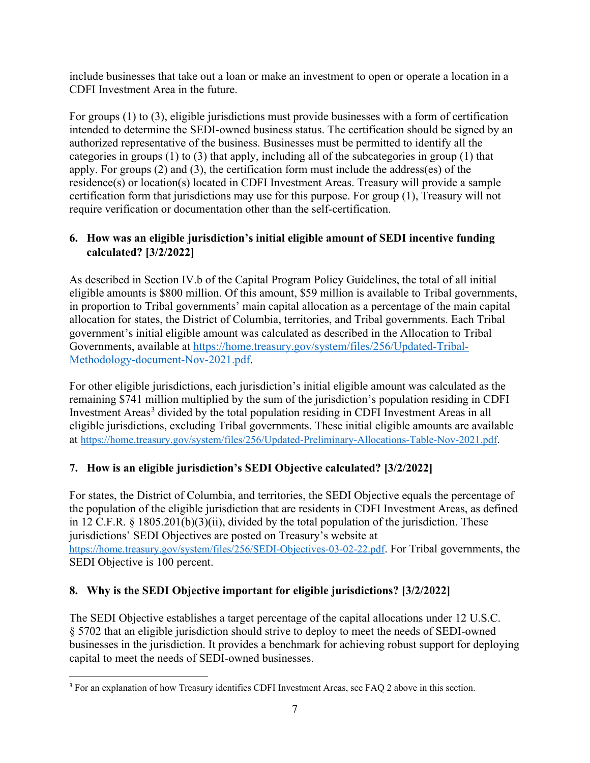include businesses that take out a loan or make an investment to open or operate a location in a CDFI Investment Area in the future.

For groups (1) to (3), eligible jurisdictions must provide businesses with a form of certification intended to determine the SEDI-owned business status. The certification should be signed by an authorized representative of the business. Businesses must be permitted to identify all the categories in groups (1) to (3) that apply, including all of the subcategories in group (1) that apply. For groups (2) and (3), the certification form must include the address(es) of the residence(s) or location(s) located in CDFI Investment Areas. Treasury will provide a sample certification form that jurisdictions may use for this purpose. For group (1), Treasury will not require verification or documentation other than the self-certification.

### 6. How was an eligible jurisdiction's initial eligible amount of SEDI incentive funding calculated? [3/2/2022]

As described in Section IV.b of the Capital Program Policy Guidelines, the total of all initial eligible amounts is $800 million. Of this amount, $59 million is available to Tribal governments, in proportion to Tribal governments' main capital allocation as a percentage of the main capital allocation for states, the District of Columbia, territories, and Tribal governments. Each Tribal government's initial eligible amount was calculated as described in the Allocation to Tribal Governments, available at https://home.treasury.gov/system/files/256/Updated-Tribal-Methodology-document-Nov-2021.pdf.

For other eligible jurisdictions, each jurisdiction's initial eligible amount was calculated as the remaining $741 million multiplied by the sum of the jurisdiction's population residing in CDFI Investment Areas[3] divided by the total population residing in CDFI Investment Areas in all eligible jurisdictions, excluding Tribal governments. These initial eligible amounts are available at https://home.treasury.gov/system/files/256/Updated-Preliminary-Allocations-Table-Nov-2021.pdf.

### 7. How is an eligible jurisdiction's SEDI Objective calculated? [3/2/2022]

For states, the District of Columbia, and territories, the SEDI Objective equals the percentage of the population of the eligible jurisdiction that are residents in CDFI Investment Areas, as defined in 12 C.F.R. § 1805.201(b)(3)(ii), divided by the total population of the jurisdiction. These jurisdictions' SEDI Objectives are posted on Treasury's website at https://home.treasury.gov/system/files/256/SEDI-Objectives-03-02-22.pdf. For Tribal governments, the SEDI Objective is 100 percent.

### 8. Why is the SEDI Objective important for eligible jurisdictions? [3/2/2022]

The SEDI Objective establishes a target percentage of the capital allocations under 12 U.S.C. § 5702 that an eligible jurisdiction should strive to deploy to meet the needs of SEDI-owned businesses in the jurisdiction. It provides a benchmark for achieving robust support for deploying capital to meet the needs of SEDI-owned businesses.

---

[3] For an explanation of how Treasury identifies CDFI Investment Areas, see FAQ 2 above in this section.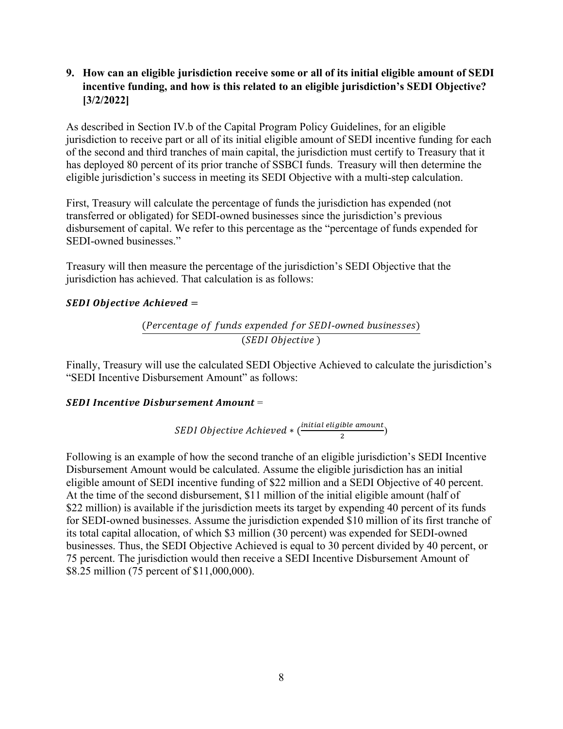**9. How can an eligible jurisdiction receive some or all of its initial eligible amount of SEDI incentive funding, and how is this related to an eligible jurisdiction's SEDI Objective? [3/2/2022]**

As described in Section IV.b of the Capital Program Policy Guidelines, for an eligible jurisdiction to receive part or all of its initial eligible amount of SEDI incentive funding for each of the second and third tranches of main capital, the jurisdiction must certify to Treasury that it has deployed 80 percent of its prior tranche of SSBCI funds. Treasury will then determine the eligible jurisdiction's success in meeting its SEDI Objective with a multi-step calculation.

First, Treasury will calculate the percentage of funds the jurisdiction has expended (not transferred or obligated) for SEDI-owned businesses since the jurisdiction's previous disbursement of capital. We refer to this percentage as the "percentage of funds expended for SEDI-owned businesses."

Treasury will then measure the percentage of the jurisdiction's SEDI Objective that the jurisdiction has achieved. That calculation is as follows:

$\boldsymbol{SEDI\ Objective\ Achieved} =$

$$\frac{(Percentage\ of\ funds\ expended\ for\ SEDI\text{-}owned\ businesses)}{(SEDI\ Objective\ )}$$

Finally, Treasury will use the calculated SEDI Objective Achieved to calculate the jurisdiction's "SEDI Incentive Disbursement Amount" as follows:

$\boldsymbol{SEDI\ Incentive\ Disbursement\ Amount} =$

$$SEDI\ Objective\ Achieved * \left(\frac{initial\ eligible\ amount}{2}\right)$$

Following is an example of how the second tranche of an eligible jurisdiction's SEDI Incentive Disbursement Amount would be calculated. Assume the eligible jurisdiction has an initial eligible amount of SEDI incentive funding of $22 million and a SEDI Objective of 40 percent. At the time of the second disbursement, $11 million of the initial eligible amount (half of $22 million) is available if the jurisdiction meets its target by expending 40 percent of its funds for SEDI-owned businesses. Assume the jurisdiction expended $10 million of its first tranche of its total capital allocation, of which $3 million (30 percent) was expended for SEDI-owned businesses. Thus, the SEDI Objective Achieved is equal to 30 percent divided by 40 percent, or 75 percent. The jurisdiction would then receive a SEDI Incentive Disbursement Amount of $8.25 million (75 percent of $11,000,000).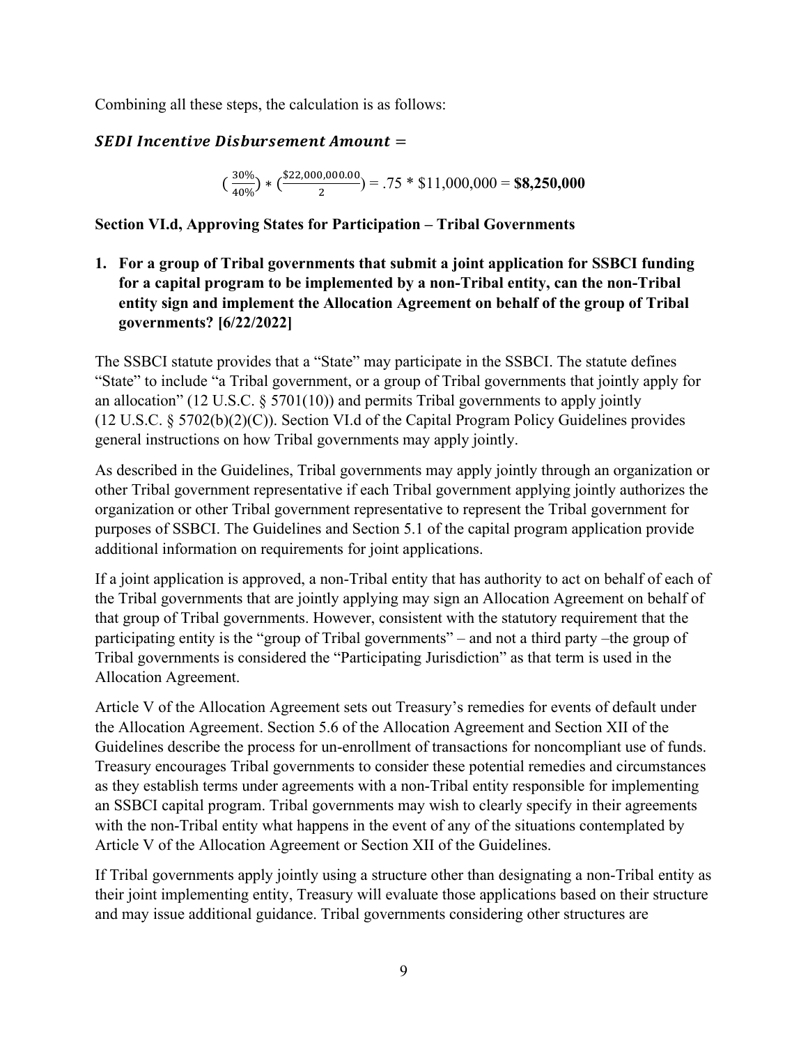Combining all these steps, the calculation is as follows:

$$\textit{SEDI Incentive Disbursement Amount} =$$

$$\left(\frac{30\%}{40\%}\right) * \left(\frac{\$22{,}000{,}000.00}{2}\right) = .75 * \$11{,}000{,}000 = \mathbf{\$8{,}250{,}000}$$

**Section VI.d, Approving States for Participation – Tribal Governments**

1. **For a group of Tribal governments that submit a joint application for SSBCI funding for a capital program to be implemented by a non-Tribal entity, can the non-Tribal entity sign and implement the Allocation Agreement on behalf of the group of Tribal governments? [6/22/2022]**

The SSBCI statute provides that a "State" may participate in the SSBCI. The statute defines "State" to include "a Tribal government, or a group of Tribal governments that jointly apply for an allocation" (12 U.S.C. § 5701(10)) and permits Tribal governments to apply jointly (12 U.S.C. § 5702(b)(2)(C)). Section VI.d of the Capital Program Policy Guidelines provides general instructions on how Tribal governments may apply jointly.

As described in the Guidelines, Tribal governments may apply jointly through an organization or other Tribal government representative if each Tribal government applying jointly authorizes the organization or other Tribal government representative to represent the Tribal government for purposes of SSBCI. The Guidelines and Section 5.1 of the capital program application provide additional information on requirements for joint applications.

If a joint application is approved, a non-Tribal entity that has authority to act on behalf of each of the Tribal governments that are jointly applying may sign an Allocation Agreement on behalf of that group of Tribal governments. However, consistent with the statutory requirement that the participating entity is the "group of Tribal governments" – and not a third party –the group of Tribal governments is considered the "Participating Jurisdiction" as that term is used in the Allocation Agreement.

Article V of the Allocation Agreement sets out Treasury's remedies for events of default under the Allocation Agreement. Section 5.6 of the Allocation Agreement and Section XII of the Guidelines describe the process for un-enrollment of transactions for noncompliant use of funds. Treasury encourages Tribal governments to consider these potential remedies and circumstances as they establish terms under agreements with a non-Tribal entity responsible for implementing an SSBCI capital program. Tribal governments may wish to clearly specify in their agreements with the non-Tribal entity what happens in the event of any of the situations contemplated by Article V of the Allocation Agreement or Section XII of the Guidelines.

If Tribal governments apply jointly using a structure other than designating a non-Tribal entity as their joint implementing entity, Treasury will evaluate those applications based on their structure and may issue additional guidance. Tribal governments considering other structures are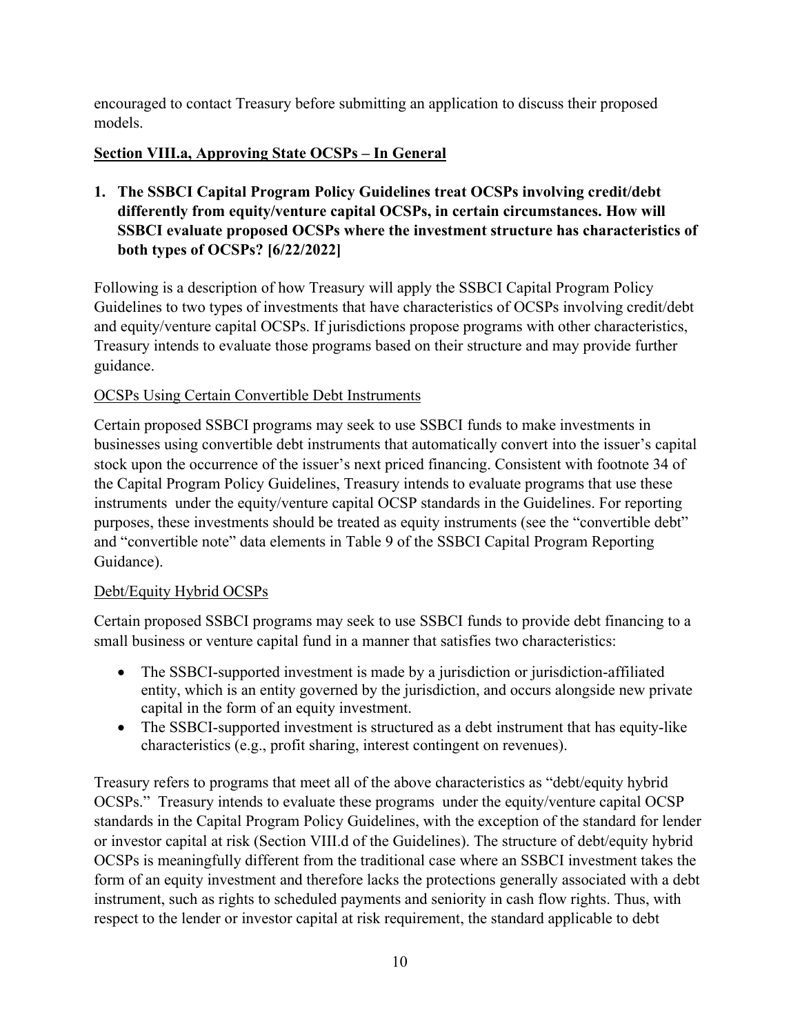encouraged to contact Treasury before submitting an application to discuss their proposed models.

## Section VIII.a, Approving State OCSPs – In General

**1. The SSBCI Capital Program Policy Guidelines treat OCSPs involving credit/debt differently from equity/venture capital OCSPs, in certain circumstances. How will SSBCI evaluate proposed OCSPs where the investment structure has characteristics of both types of OCSPs? [6/22/2022]**

Following is a description of how Treasury will apply the SSBCI Capital Program Policy Guidelines to two types of investments that have characteristics of OCSPs involving credit/debt and equity/venture capital OCSPs. If jurisdictions propose programs with other characteristics, Treasury intends to evaluate those programs based on their structure and may provide further guidance.

### OCSPs Using Certain Convertible Debt Instruments

Certain proposed SSBCI programs may seek to use SSBCI funds to make investments in businesses using convertible debt instruments that automatically convert into the issuer's capital stock upon the occurrence of the issuer's next priced financing. Consistent with footnote 34 of the Capital Program Policy Guidelines, Treasury intends to evaluate programs that use these instruments under the equity/venture capital OCSP standards in the Guidelines. For reporting purposes, these investments should be treated as equity instruments (see the "convertible debt" and "convertible note" data elements in Table 9 of the SSBCI Capital Program Reporting Guidance).

### Debt/Equity Hybrid OCSPs

Certain proposed SSBCI programs may seek to use SSBCI funds to provide debt financing to a small business or venture capital fund in a manner that satisfies two characteristics:

- The SSBCI-supported investment is made by a jurisdiction or jurisdiction-affiliated entity, which is an entity governed by the jurisdiction, and occurs alongside new private capital in the form of an equity investment.
- The SSBCI-supported investment is structured as a debt instrument that has equity-like characteristics (e.g., profit sharing, interest contingent on revenues).

Treasury refers to programs that meet all of the above characteristics as "debt/equity hybrid OCSPs." Treasury intends to evaluate these programs under the equity/venture capital OCSP standards in the Capital Program Policy Guidelines, with the exception of the standard for lender or investor capital at risk (Section VIII.d of the Guidelines). The structure of debt/equity hybrid OCSPs is meaningfully different from the traditional case where an SSBCI investment takes the form of an equity investment and therefore lacks the protections generally associated with a debt instrument, such as rights to scheduled payments and seniority in cash flow rights. Thus, with respect to the lender or investor capital at risk requirement, the standard applicable to debt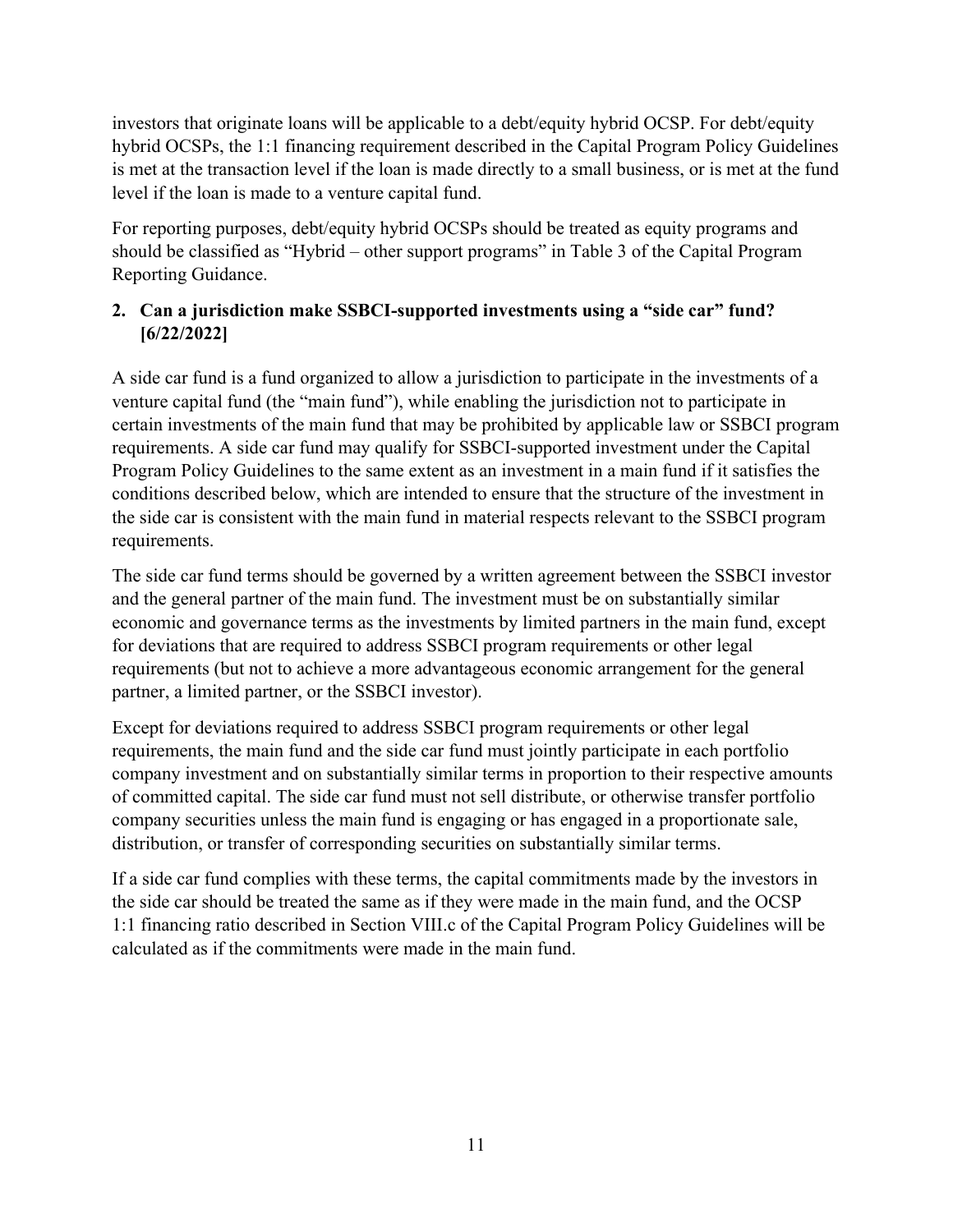investors that originate loans will be applicable to a debt/equity hybrid OCSP. For debt/equity hybrid OCSPs, the 1:1 financing requirement described in the Capital Program Policy Guidelines is met at the transaction level if the loan is made directly to a small business, or is met at the fund level if the loan is made to a venture capital fund.

For reporting purposes, debt/equity hybrid OCSPs should be treated as equity programs and should be classified as "Hybrid – other support programs" in Table 3 of the Capital Program Reporting Guidance.

**2. Can a jurisdiction make SSBCI-supported investments using a "side car" fund? [6/22/2022]**

A side car fund is a fund organized to allow a jurisdiction to participate in the investments of a venture capital fund (the "main fund"), while enabling the jurisdiction not to participate in certain investments of the main fund that may be prohibited by applicable law or SSBCI program requirements. A side car fund may qualify for SSBCI-supported investment under the Capital Program Policy Guidelines to the same extent as an investment in a main fund if it satisfies the conditions described below, which are intended to ensure that the structure of the investment in the side car is consistent with the main fund in material respects relevant to the SSBCI program requirements.

The side car fund terms should be governed by a written agreement between the SSBCI investor and the general partner of the main fund. The investment must be on substantially similar economic and governance terms as the investments by limited partners in the main fund, except for deviations that are required to address SSBCI program requirements or other legal requirements (but not to achieve a more advantageous economic arrangement for the general partner, a limited partner, or the SSBCI investor).

Except for deviations required to address SSBCI program requirements or other legal requirements, the main fund and the side car fund must jointly participate in each portfolio company investment and on substantially similar terms in proportion to their respective amounts of committed capital. The side car fund must not sell distribute, or otherwise transfer portfolio company securities unless the main fund is engaging or has engaged in a proportionate sale, distribution, or transfer of corresponding securities on substantially similar terms.

If a side car fund complies with these terms, the capital commitments made by the investors in the side car should be treated the same as if they were made in the main fund, and the OCSP 1:1 financing ratio described in Section VIII.c of the Capital Program Policy Guidelines will be calculated as if the commitments were made in the main fund.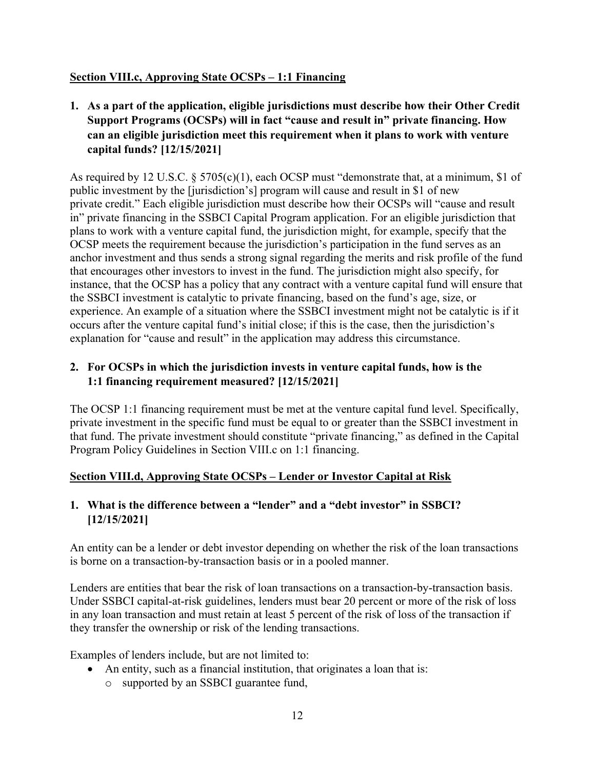## **Section VIII.c, Approving State OCSPs – 1:1 Financing**

1. **As a part of the application, eligible jurisdictions must describe how their Other Credit Support Programs (OCSPs) will in fact "cause and result in" private financing. How can an eligible jurisdiction meet this requirement when it plans to work with venture capital funds? [12/15/2021]**

As required by 12 U.S.C. § 5705(c)(1), each OCSP must "demonstrate that, at a minimum, $1 of public investment by the [jurisdiction's] program will cause and result in $1 of new private credit." Each eligible jurisdiction must describe how their OCSPs will "cause and result in" private financing in the SSBCI Capital Program application. For an eligible jurisdiction that plans to work with a venture capital fund, the jurisdiction might, for example, specify that the OCSP meets the requirement because the jurisdiction's participation in the fund serves as an anchor investment and thus sends a strong signal regarding the merits and risk profile of the fund that encourages other investors to invest in the fund. The jurisdiction might also specify, for instance, that the OCSP has a policy that any contract with a venture capital fund will ensure that the SSBCI investment is catalytic to private financing, based on the fund's age, size, or experience. An example of a situation where the SSBCI investment might not be catalytic is if it occurs after the venture capital fund's initial close; if this is the case, then the jurisdiction's explanation for "cause and result" in the application may address this circumstance.

2. **For OCSPs in which the jurisdiction invests in venture capital funds, how is the 1:1 financing requirement measured? [12/15/2021]**

The OCSP 1:1 financing requirement must be met at the venture capital fund level. Specifically, private investment in the specific fund must be equal to or greater than the SSBCI investment in that fund. The private investment should constitute "private financing," as defined in the Capital Program Policy Guidelines in Section VIII.c on 1:1 financing.

## **Section VIII.d, Approving State OCSPs – Lender or Investor Capital at Risk**

1. **What is the difference between a "lender" and a "debt investor" in SSBCI? [12/15/2021]**

An entity can be a lender or debt investor depending on whether the risk of the loan transactions is borne on a transaction-by-transaction basis or in a pooled manner.

Lenders are entities that bear the risk of loan transactions on a transaction-by-transaction basis. Under SSBCI capital-at-risk guidelines, lenders must bear 20 percent or more of the risk of loss in any loan transaction and must retain at least 5 percent of the risk of loss of the transaction if they transfer the ownership or risk of the lending transactions.

Examples of lenders include, but are not limited to:

- An entity, such as a financial institution, that originates a loan that is:
  - supported by an SSBCI guarantee fund,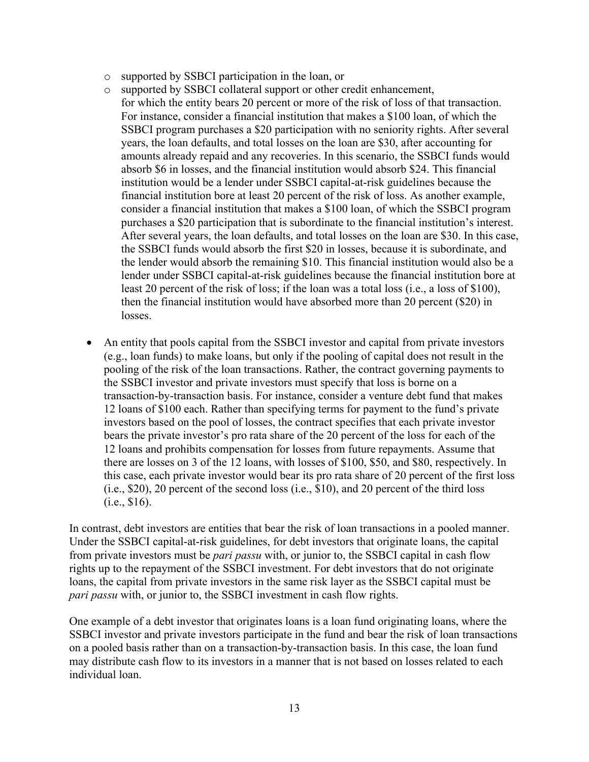- supported by SSBCI participation in the loan, or
- supported by SSBCI collateral support or other credit enhancement,

  for which the entity bears 20 percent or more of the risk of loss of that transaction. For instance, consider a financial institution that makes a $100 loan, of which the SSBCI program purchases a $20 participation with no seniority rights. After several years, the loan defaults, and total losses on the loan are $30, after accounting for amounts already repaid and any recoveries. In this scenario, the SSBCI funds would absorb $6 in losses, and the financial institution would absorb $24. This financial institution would be a lender under SSBCI capital-at-risk guidelines because the financial institution bore at least 20 percent of the risk of loss. As another example, consider a financial institution that makes a $100 loan, of which the SSBCI program purchases a $20 participation that is subordinate to the financial institution's interest. After several years, the loan defaults, and total losses on the loan are $30. In this case, the SSBCI funds would absorb the first $20 in losses, because it is subordinate, and the lender would absorb the remaining $10. This financial institution would also be a lender under SSBCI capital-at-risk guidelines because the financial institution bore at least 20 percent of the risk of loss; if the loan was a total loss (i.e., a loss of $100), then the financial institution would have absorbed more than 20 percent ($20) in losses.

- An entity that pools capital from the SSBCI investor and capital from private investors (e.g., loan funds) to make loans, but only if the pooling of capital does not result in the pooling of the risk of the loan transactions. Rather, the contract governing payments to the SSBCI investor and private investors must specify that loss is borne on a transaction-by-transaction basis. For instance, consider a venture debt fund that makes 12 loans of $100 each. Rather than specifying terms for payment to the fund's private investors based on the pool of losses, the contract specifies that each private investor bears the private investor's pro rata share of the 20 percent of the loss for each of the 12 loans and prohibits compensation for losses from future repayments. Assume that there are losses on 3 of the 12 loans, with losses of $100, $50, and $80, respectively. In this case, each private investor would bear its pro rata share of 20 percent of the first loss (i.e., $20), 20 percent of the second loss (i.e., $10), and 20 percent of the third loss (i.e., $16).

In contrast, debt investors are entities that bear the risk of loan transactions in a pooled manner. Under the SSBCI capital-at-risk guidelines, for debt investors that originate loans, the capital from private investors must be *pari passu* with, or junior to, the SSBCI capital in cash flow rights up to the repayment of the SSBCI investment. For debt investors that do not originate loans, the capital from private investors in the same risk layer as the SSBCI capital must be *pari passu* with, or junior to, the SSBCI investment in cash flow rights.

One example of a debt investor that originates loans is a loan fund originating loans, where the SSBCI investor and private investors participate in the fund and bear the risk of loan transactions on a pooled basis rather than on a transaction-by-transaction basis. In this case, the loan fund may distribute cash flow to its investors in a manner that is not based on losses related to each individual loan.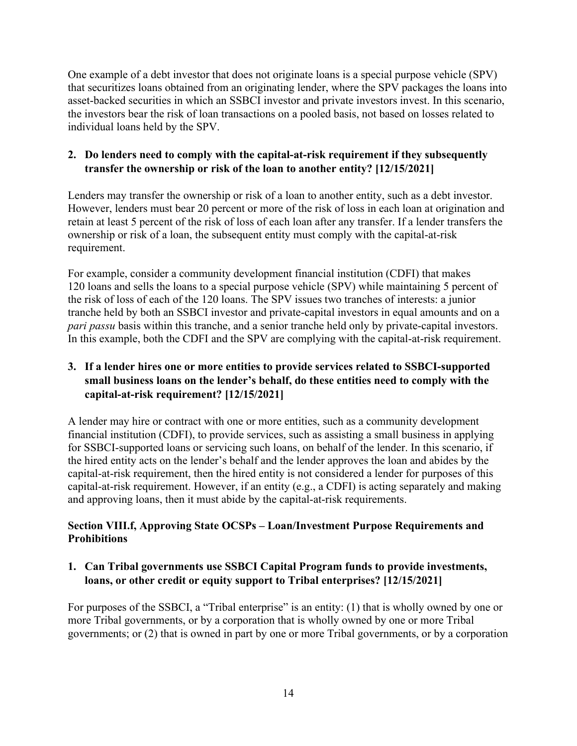One example of a debt investor that does not originate loans is a special purpose vehicle (SPV) that securitizes loans obtained from an originating lender, where the SPV packages the loans into asset-backed securities in which an SSBCI investor and private investors invest. In this scenario, the investors bear the risk of loan transactions on a pooled basis, not based on losses related to individual loans held by the SPV.

### 2. Do lenders need to comply with the capital-at-risk requirement if they subsequently transfer the ownership or risk of the loan to another entity? [12/15/2021]

Lenders may transfer the ownership or risk of a loan to another entity, such as a debt investor. However, lenders must bear 20 percent or more of the risk of loss in each loan at origination and retain at least 5 percent of the risk of loss of each loan after any transfer. If a lender transfers the ownership or risk of a loan, the subsequent entity must comply with the capital-at-risk requirement.

For example, consider a community development financial institution (CDFI) that makes 120 loans and sells the loans to a special purpose vehicle (SPV) while maintaining 5 percent of the risk of loss of each of the 120 loans. The SPV issues two tranches of interests: a junior tranche held by both an SSBCI investor and private-capital investors in equal amounts and on a *pari passu* basis within this tranche, and a senior tranche held only by private-capital investors. In this example, both the CDFI and the SPV are complying with the capital-at-risk requirement.

### 3. If a lender hires one or more entities to provide services related to SSBCI-supported small business loans on the lender's behalf, do these entities need to comply with the capital-at-risk requirement? [12/15/2021]

A lender may hire or contract with one or more entities, such as a community development financial institution (CDFI), to provide services, such as assisting a small business in applying for SSBCI-supported loans or servicing such loans, on behalf of the lender. In this scenario, if the hired entity acts on the lender's behalf and the lender approves the loan and abides by the capital-at-risk requirement, then the hired entity is not considered a lender for purposes of this capital-at-risk requirement. However, if an entity (e.g., a CDFI) is acting separately and making and approving loans, then it must abide by the capital-at-risk requirements.

## Section VIII.f, Approving State OCSPs – Loan/Investment Purpose Requirements and Prohibitions

### 1. Can Tribal governments use SSBCI Capital Program funds to provide investments, loans, or other credit or equity support to Tribal enterprises? [12/15/2021]

For purposes of the SSBCI, a "Tribal enterprise" is an entity: (1) that is wholly owned by one or more Tribal governments, or by a corporation that is wholly owned by one or more Tribal governments; or (2) that is owned in part by one or more Tribal governments, or by a corporation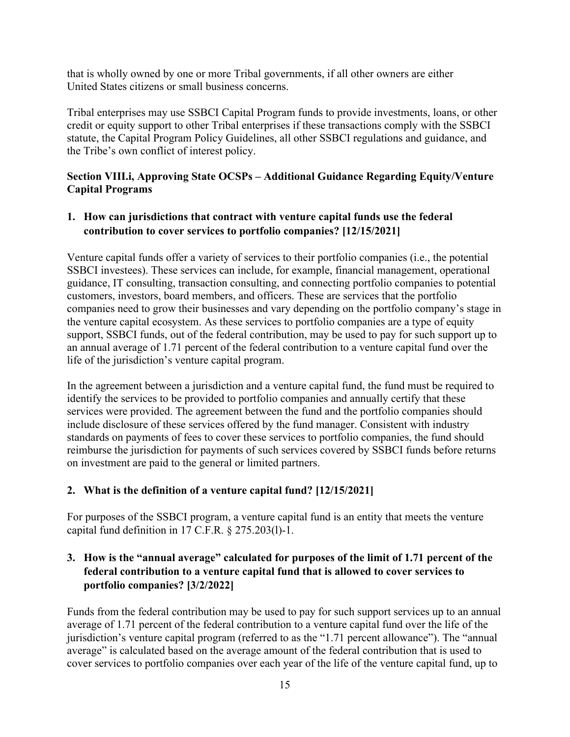that is wholly owned by one or more Tribal governments, if all other owners are either United States citizens or small business concerns.

Tribal enterprises may use SSBCI Capital Program funds to provide investments, loans, or other credit or equity support to other Tribal enterprises if these transactions comply with the SSBCI statute, the Capital Program Policy Guidelines, all other SSBCI regulations and guidance, and the Tribe's own conflict of interest policy.

### Section VIII.i, Approving State OCSPs – Additional Guidance Regarding Equity/Venture Capital Programs

**1. How can jurisdictions that contract with venture capital funds use the federal contribution to cover services to portfolio companies? [12/15/2021]**

Venture capital funds offer a variety of services to their portfolio companies (i.e., the potential SSBCI investees). These services can include, for example, financial management, operational guidance, IT consulting, transaction consulting, and connecting portfolio companies to potential customers, investors, board members, and officers. These are services that the portfolio companies need to grow their businesses and vary depending on the portfolio company's stage in the venture capital ecosystem. As these services to portfolio companies are a type of equity support, SSBCI funds, out of the federal contribution, may be used to pay for such support up to an annual average of 1.71 percent of the federal contribution to a venture capital fund over the life of the jurisdiction's venture capital program.

In the agreement between a jurisdiction and a venture capital fund, the fund must be required to identify the services to be provided to portfolio companies and annually certify that these services were provided. The agreement between the fund and the portfolio companies should include disclosure of these services offered by the fund manager. Consistent with industry standards on payments of fees to cover these services to portfolio companies, the fund should reimburse the jurisdiction for payments of such services covered by SSBCI funds before returns on investment are paid to the general or limited partners.

**2. What is the definition of a venture capital fund? [12/15/2021]**

For purposes of the SSBCI program, a venture capital fund is an entity that meets the venture capital fund definition in 17 C.F.R. § 275.203(l)-1.

**3. How is the "annual average" calculated for purposes of the limit of 1.71 percent of the federal contribution to a venture capital fund that is allowed to cover services to portfolio companies? [3/2/2022]**

Funds from the federal contribution may be used to pay for such support services up to an annual average of 1.71 percent of the federal contribution to a venture capital fund over the life of the jurisdiction's venture capital program (referred to as the "1.71 percent allowance"). The "annual average" is calculated based on the average amount of the federal contribution that is used to cover services to portfolio companies over each year of the life of the venture capital fund, up to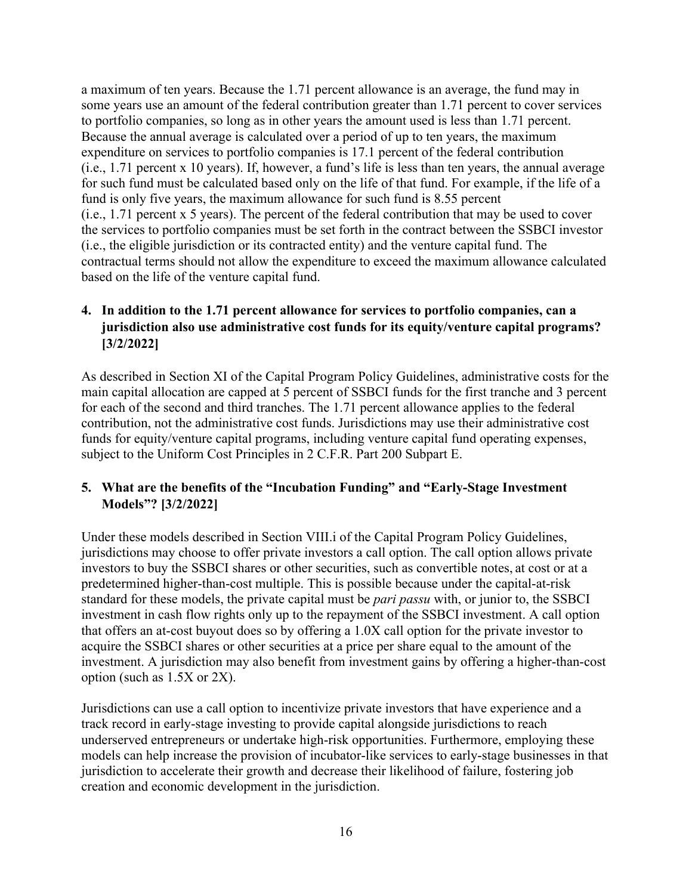a maximum of ten years. Because the 1.71 percent allowance is an average, the fund may in some years use an amount of the federal contribution greater than 1.71 percent to cover services to portfolio companies, so long as in other years the amount used is less than 1.71 percent. Because the annual average is calculated over a period of up to ten years, the maximum expenditure on services to portfolio companies is 17.1 percent of the federal contribution (i.e., 1.71 percent x 10 years). If, however, a fund's life is less than ten years, the annual average for such fund must be calculated based only on the life of that fund. For example, if the life of a fund is only five years, the maximum allowance for such fund is 8.55 percent (i.e., 1.71 percent x 5 years). The percent of the federal contribution that may be used to cover the services to portfolio companies must be set forth in the contract between the SSBCI investor (i.e., the eligible jurisdiction or its contracted entity) and the venture capital fund. The contractual terms should not allow the expenditure to exceed the maximum allowance calculated based on the life of the venture capital fund.

**4. In addition to the 1.71 percent allowance for services to portfolio companies, can a jurisdiction also use administrative cost funds for its equity/venture capital programs? [3/2/2022]**

As described in Section XI of the Capital Program Policy Guidelines, administrative costs for the main capital allocation are capped at 5 percent of SSBCI funds for the first tranche and 3 percent for each of the second and third tranches. The 1.71 percent allowance applies to the federal contribution, not the administrative cost funds. Jurisdictions may use their administrative cost funds for equity/venture capital programs, including venture capital fund operating expenses, subject to the Uniform Cost Principles in 2 C.F.R. Part 200 Subpart E.

**5. What are the benefits of the "Incubation Funding" and "Early-Stage Investment Models"? [3/2/2022]**

Under these models described in Section VIII.i of the Capital Program Policy Guidelines, jurisdictions may choose to offer private investors a call option. The call option allows private investors to buy the SSBCI shares or other securities, such as convertible notes, at cost or at a predetermined higher-than-cost multiple. This is possible because under the capital-at-risk standard for these models, the private capital must be *pari passu* with, or junior to, the SSBCI investment in cash flow rights only up to the repayment of the SSBCI investment. A call option that offers an at-cost buyout does so by offering a 1.0X call option for the private investor to acquire the SSBCI shares or other securities at a price per share equal to the amount of the investment. A jurisdiction may also benefit from investment gains by offering a higher-than-cost option (such as 1.5X or 2X).

Jurisdictions can use a call option to incentivize private investors that have experience and a track record in early-stage investing to provide capital alongside jurisdictions to reach underserved entrepreneurs or undertake high-risk opportunities. Furthermore, employing these models can help increase the provision of incubator-like services to early-stage businesses in that jurisdiction to accelerate their growth and decrease their likelihood of failure, fostering job creation and economic development in the jurisdiction.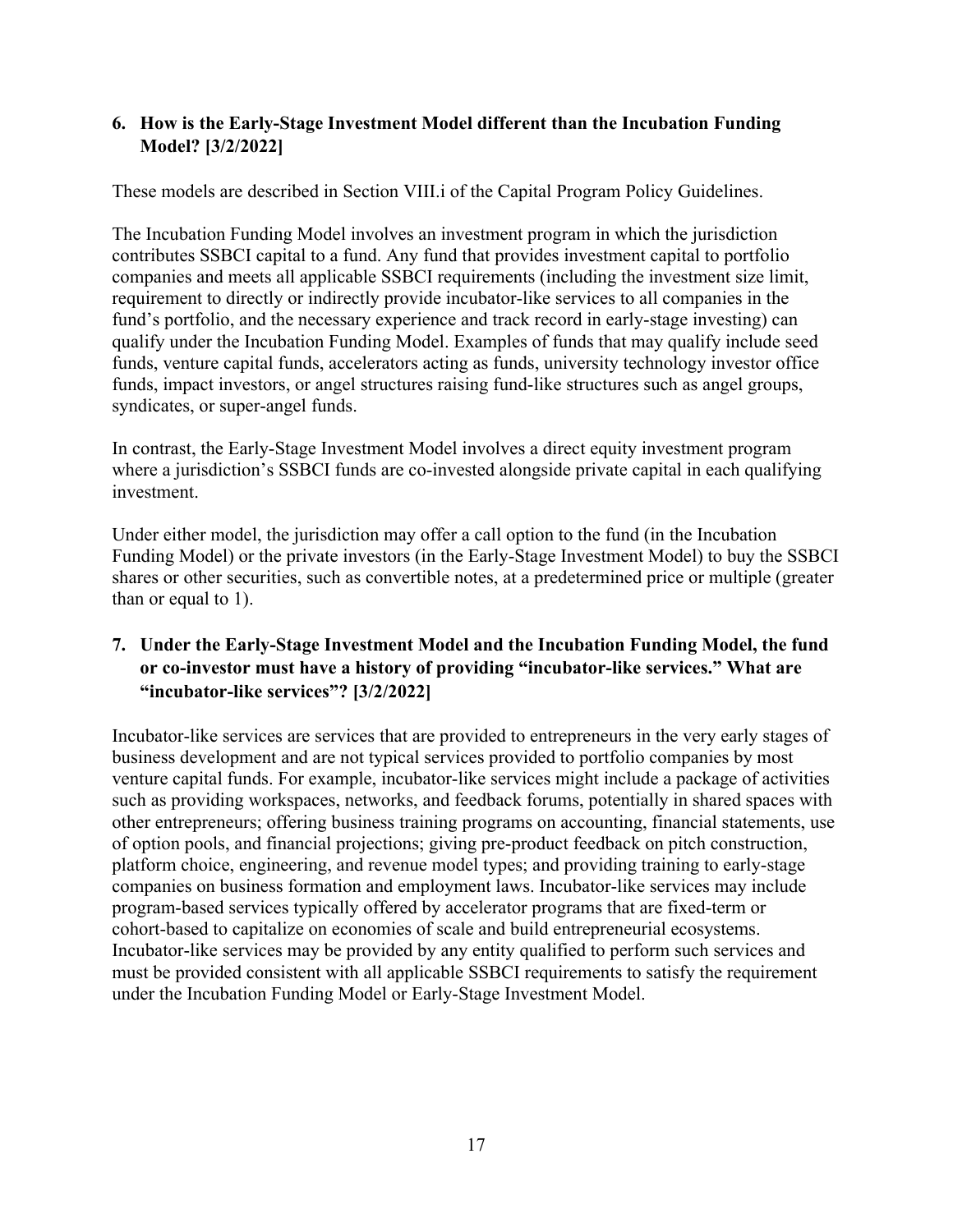**6. How is the Early-Stage Investment Model different than the Incubation Funding Model? [3/2/2022]**

These models are described in Section VIII.i of the Capital Program Policy Guidelines.

The Incubation Funding Model involves an investment program in which the jurisdiction contributes SSBCI capital to a fund. Any fund that provides investment capital to portfolio companies and meets all applicable SSBCI requirements (including the investment size limit, requirement to directly or indirectly provide incubator-like services to all companies in the fund's portfolio, and the necessary experience and track record in early-stage investing) can qualify under the Incubation Funding Model. Examples of funds that may qualify include seed funds, venture capital funds, accelerators acting as funds, university technology investor office funds, impact investors, or angel structures raising fund-like structures such as angel groups, syndicates, or super-angel funds.

In contrast, the Early-Stage Investment Model involves a direct equity investment program where a jurisdiction's SSBCI funds are co-invested alongside private capital in each qualifying investment.

Under either model, the jurisdiction may offer a call option to the fund (in the Incubation Funding Model) or the private investors (in the Early-Stage Investment Model) to buy the SSBCI shares or other securities, such as convertible notes, at a predetermined price or multiple (greater than or equal to 1).

**7. Under the Early-Stage Investment Model and the Incubation Funding Model, the fund or co-investor must have a history of providing "incubator-like services." What are "incubator-like services"? [3/2/2022]**

Incubator-like services are services that are provided to entrepreneurs in the very early stages of business development and are not typical services provided to portfolio companies by most venture capital funds. For example, incubator-like services might include a package of activities such as providing workspaces, networks, and feedback forums, potentially in shared spaces with other entrepreneurs; offering business training programs on accounting, financial statements, use of option pools, and financial projections; giving pre-product feedback on pitch construction, platform choice, engineering, and revenue model types; and providing training to early-stage companies on business formation and employment laws. Incubator-like services may include program-based services typically offered by accelerator programs that are fixed-term or cohort-based to capitalize on economies of scale and build entrepreneurial ecosystems. Incubator-like services may be provided by any entity qualified to perform such services and must be provided consistent with all applicable SSBCI requirements to satisfy the requirement under the Incubation Funding Model or Early-Stage Investment Model.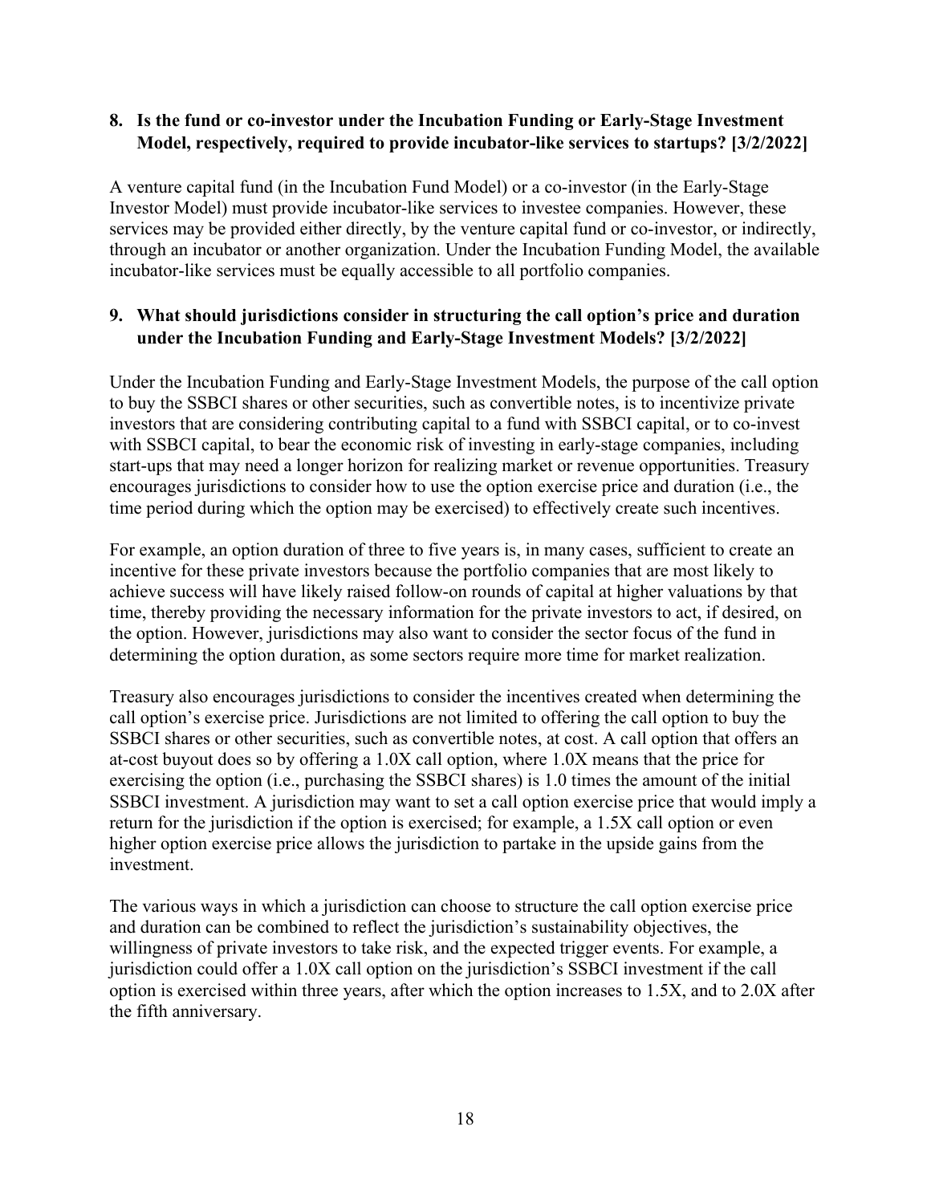**8. Is the fund or co-investor under the Incubation Funding or Early-Stage Investment Model, respectively, required to provide incubator-like services to startups? [3/2/2022]**

A venture capital fund (in the Incubation Fund Model) or a co-investor (in the Early-Stage Investor Model) must provide incubator-like services to investee companies. However, these services may be provided either directly, by the venture capital fund or co-investor, or indirectly, through an incubator or another organization. Under the Incubation Funding Model, the available incubator-like services must be equally accessible to all portfolio companies.

**9. What should jurisdictions consider in structuring the call option's price and duration under the Incubation Funding and Early-Stage Investment Models? [3/2/2022]**

Under the Incubation Funding and Early-Stage Investment Models, the purpose of the call option to buy the SSBCI shares or other securities, such as convertible notes, is to incentivize private investors that are considering contributing capital to a fund with SSBCI capital, or to co-invest with SSBCI capital, to bear the economic risk of investing in early-stage companies, including start-ups that may need a longer horizon for realizing market or revenue opportunities. Treasury encourages jurisdictions to consider how to use the option exercise price and duration (i.e., the time period during which the option may be exercised) to effectively create such incentives.

For example, an option duration of three to five years is, in many cases, sufficient to create an incentive for these private investors because the portfolio companies that are most likely to achieve success will have likely raised follow-on rounds of capital at higher valuations by that time, thereby providing the necessary information for the private investors to act, if desired, on the option. However, jurisdictions may also want to consider the sector focus of the fund in determining the option duration, as some sectors require more time for market realization.

Treasury also encourages jurisdictions to consider the incentives created when determining the call option's exercise price. Jurisdictions are not limited to offering the call option to buy the SSBCI shares or other securities, such as convertible notes, at cost. A call option that offers an at-cost buyout does so by offering a 1.0X call option, where 1.0X means that the price for exercising the option (i.e., purchasing the SSBCI shares) is 1.0 times the amount of the initial SSBCI investment. A jurisdiction may want to set a call option exercise price that would imply a return for the jurisdiction if the option is exercised; for example, a 1.5X call option or even higher option exercise price allows the jurisdiction to partake in the upside gains from the investment.

The various ways in which a jurisdiction can choose to structure the call option exercise price and duration can be combined to reflect the jurisdiction's sustainability objectives, the willingness of private investors to take risk, and the expected trigger events. For example, a jurisdiction could offer a 1.0X call option on the jurisdiction's SSBCI investment if the call option is exercised within three years, after which the option increases to 1.5X, and to 2.0X after the fifth anniversary.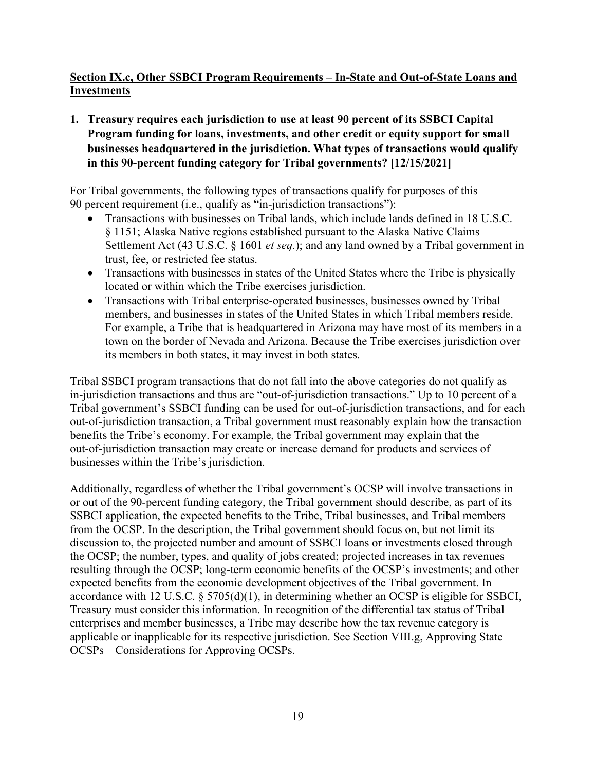**Section IX.c, Other SSBCI Program Requirements – In-State and Out-of-State Loans and Investments**

**1. Treasury requires each jurisdiction to use at least 90 percent of its SSBCI Capital Program funding for loans, investments, and other credit or equity support for small businesses headquartered in the jurisdiction. What types of transactions would qualify in this 90-percent funding category for Tribal governments? [12/15/2021]**

For Tribal governments, the following types of transactions qualify for purposes of this 90 percent requirement (i.e., qualify as "in-jurisdiction transactions"):

- Transactions with businesses on Tribal lands, which include lands defined in 18 U.S.C. § 1151; Alaska Native regions established pursuant to the Alaska Native Claims Settlement Act (43 U.S.C. § 1601 *et seq.*); and any land owned by a Tribal government in trust, fee, or restricted fee status.
- Transactions with businesses in states of the United States where the Tribe is physically located or within which the Tribe exercises jurisdiction.
- Transactions with Tribal enterprise-operated businesses, businesses owned by Tribal members, and businesses in states of the United States in which Tribal members reside. For example, a Tribe that is headquartered in Arizona may have most of its members in a town on the border of Nevada and Arizona. Because the Tribe exercises jurisdiction over its members in both states, it may invest in both states.

Tribal SSBCI program transactions that do not fall into the above categories do not qualify as in-jurisdiction transactions and thus are "out-of-jurisdiction transactions." Up to 10 percent of a Tribal government's SSBCI funding can be used for out-of-jurisdiction transactions, and for each out-of-jurisdiction transaction, a Tribal government must reasonably explain how the transaction benefits the Tribe's economy. For example, the Tribal government may explain that the out-of-jurisdiction transaction may create or increase demand for products and services of businesses within the Tribe's jurisdiction.

Additionally, regardless of whether the Tribal government's OCSP will involve transactions in or out of the 90-percent funding category, the Tribal government should describe, as part of its SSBCI application, the expected benefits to the Tribe, Tribal businesses, and Tribal members from the OCSP. In the description, the Tribal government should focus on, but not limit its discussion to, the projected number and amount of SSBCI loans or investments closed through the OCSP; the number, types, and quality of jobs created; projected increases in tax revenues resulting through the OCSP; long-term economic benefits of the OCSP's investments; and other expected benefits from the economic development objectives of the Tribal government. In accordance with 12 U.S.C. § 5705(d)(1), in determining whether an OCSP is eligible for SSBCI, Treasury must consider this information. In recognition of the differential tax status of Tribal enterprises and member businesses, a Tribe may describe how the tax revenue category is applicable or inapplicable for its respective jurisdiction. See Section VIII.g, Approving State OCSPs – Considerations for Approving OCSPs.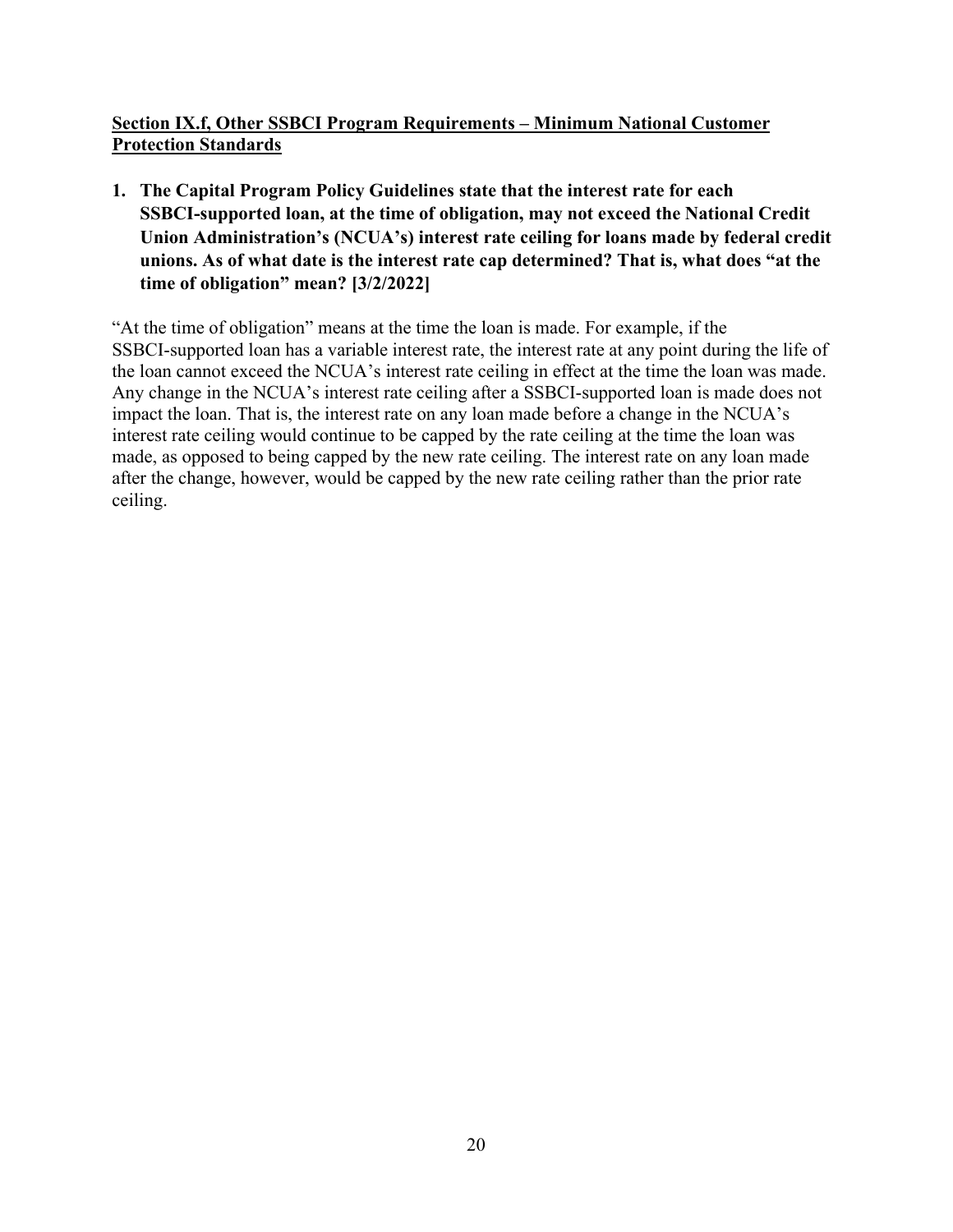**Section IX.f, Other SSBCI Program Requirements – Minimum National Customer Protection Standards**

1. **The Capital Program Policy Guidelines state that the interest rate for each SSBCI-supported loan, at the time of obligation, may not exceed the National Credit Union Administration's (NCUA's) interest rate ceiling for loans made by federal credit unions. As of what date is the interest rate cap determined? That is, what does "at the time of obligation" mean? [3/2/2022]**

"At the time of obligation" means at the time the loan is made. For example, if the SSBCI-supported loan has a variable interest rate, the interest rate at any point during the life of the loan cannot exceed the NCUA's interest rate ceiling in effect at the time the loan was made. Any change in the NCUA's interest rate ceiling after a SSBCI-supported loan is made does not impact the loan. That is, the interest rate on any loan made before a change in the NCUA's interest rate ceiling would continue to be capped by the rate ceiling at the time the loan was made, as opposed to being capped by the new rate ceiling. The interest rate on any loan made after the change, however, would be capped by the new rate ceiling rather than the prior rate ceiling.